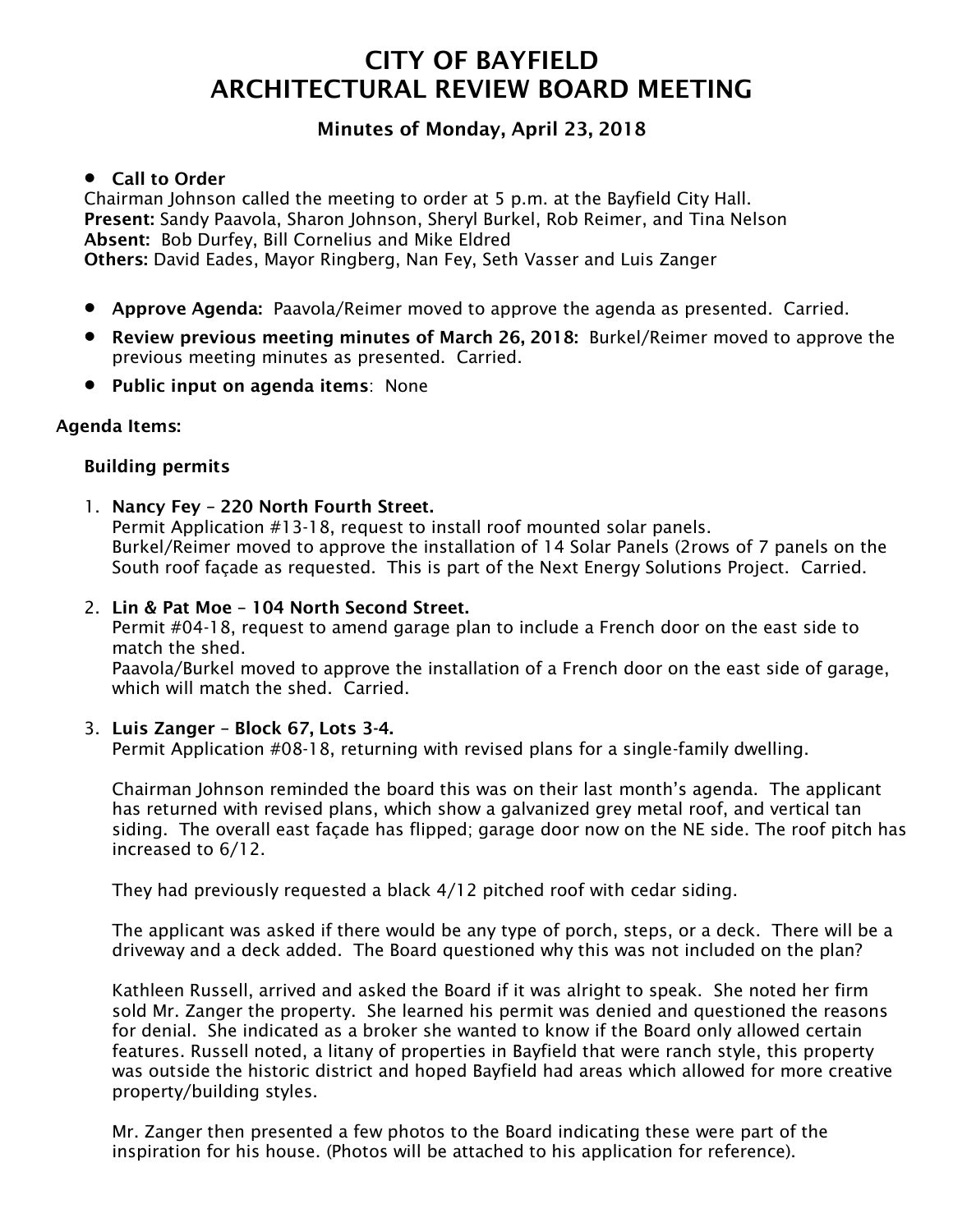# CITY OF BAYFIELD
# ARCHITECTURAL REVIEW BOARD MEETING

### Minutes of Monday, April 23, 2018

- **Call to Order**

Chairman Johnson called the meeting to order at 5 p.m. at the Bayfield City Hall.
**Present:** Sandy Paavola, Sharon Johnson, Sheryl Burkel, Rob Reimer, and Tina Nelson
**Absent:** Bob Durfey, Bill Cornelius and Mike Eldred
**Others:** David Eades, Mayor Ringberg, Nan Fey, Seth Vasser and Luis Zanger

- **Approve Agenda:** Paavola/Reimer moved to approve the agenda as presented. Carried.
- **Review previous meeting minutes of March 26, 2018:** Burkel/Reimer moved to approve the previous meeting minutes as presented. Carried.
- **Public input on agenda items**: None

**Agenda Items:**

**Building permits**

1. **Nancy Fey – 220 North Fourth Street.**
   Permit Application #13-18, request to install roof mounted solar panels.
   Burkel/Reimer moved to approve the installation of 14 Solar Panels (2rows of 7 panels on the South roof façade as requested. This is part of the Next Energy Solutions Project. Carried.

2. **Lin & Pat Moe – 104 North Second Street.**
   Permit #04-18, request to amend garage plan to include a French door on the east side to match the shed.
   Paavola/Burkel moved to approve the installation of a French door on the east side of garage, which will match the shed. Carried.

3. **Luis Zanger – Block 67, Lots 3-4.**
   Permit Application #08-18, returning with revised plans for a single-family dwelling.

   Chairman Johnson reminded the board this was on their last month's agenda. The applicant has returned with revised plans, which show a galvanized grey metal roof, and vertical tan siding. The overall east façade has flipped; garage door now on the NE side. The roof pitch has increased to 6/12.

   They had previously requested a black 4/12 pitched roof with cedar siding.

   The applicant was asked if there would be any type of porch, steps, or a deck. There will be a driveway and a deck added. The Board questioned why this was not included on the plan?

   Kathleen Russell, arrived and asked the Board if it was alright to speak. She noted her firm sold Mr. Zanger the property. She learned his permit was denied and questioned the reasons for denial. She indicated as a broker she wanted to know if the Board only allowed certain features. Russell noted, a litany of properties in Bayfield that were ranch style, this property was outside the historic district and hoped Bayfield had areas which allowed for more creative property/building styles.

   Mr. Zanger then presented a few photos to the Board indicating these were part of the inspiration for his house. (Photos will be attached to his application for reference).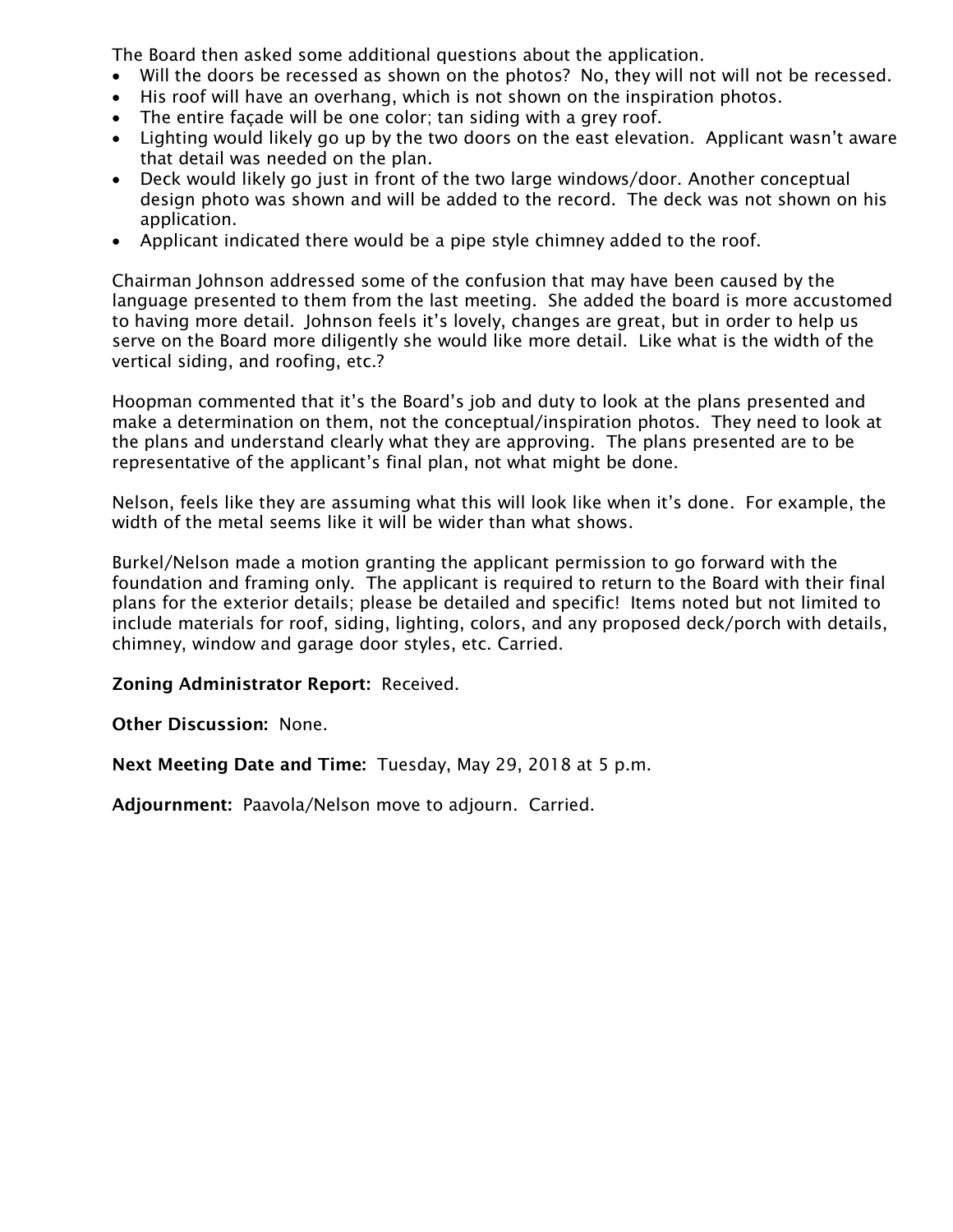The Board then asked some additional questions about the application.

- Will the doors be recessed as shown on the photos? No, they will not will not be recessed.
- His roof will have an overhang, which is not shown on the inspiration photos.
- The entire façade will be one color; tan siding with a grey roof.
- Lighting would likely go up by the two doors on the east elevation. Applicant wasn't aware that detail was needed on the plan.
- Deck would likely go just in front of the two large windows/door. Another conceptual design photo was shown and will be added to the record. The deck was not shown on his application.
- Applicant indicated there would be a pipe style chimney added to the roof.

Chairman Johnson addressed some of the confusion that may have been caused by the language presented to them from the last meeting. She added the board is more accustomed to having more detail. Johnson feels it's lovely, changes are great, but in order to help us serve on the Board more diligently she would like more detail. Like what is the width of the vertical siding, and roofing, etc.?

Hoopman commented that it's the Board's job and duty to look at the plans presented and make a determination on them, not the conceptual/inspiration photos. They need to look at the plans and understand clearly what they are approving. The plans presented are to be representative of the applicant's final plan, not what might be done.

Nelson, feels like they are assuming what this will look like when it's done. For example, the width of the metal seems like it will be wider than what shows.

Burkel/Nelson made a motion granting the applicant permission to go forward with the foundation and framing only. The applicant is required to return to the Board with their final plans for the exterior details; please be detailed and specific! Items noted but not limited to include materials for roof, siding, lighting, colors, and any proposed deck/porch with details, chimney, window and garage door styles, etc. Carried.

**Zoning Administrator Report:** Received.

**Other Discussion:** None.

**Next Meeting Date and Time:** Tuesday, May 29, 2018 at 5 p.m.

**Adjournment:** Paavola/Nelson move to adjourn. Carried.